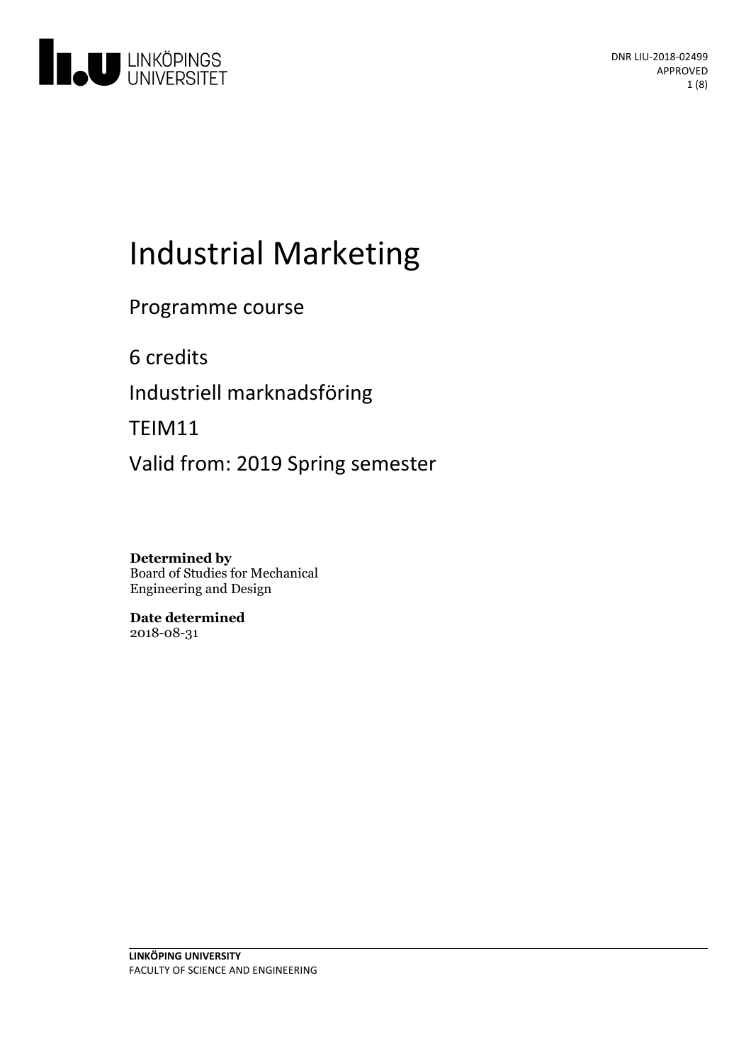DNR LIU-2018-02499
APPROVED

# Industrial Marketing

Programme course

6 credits

Industriell marknadsföring

TEIM11

Valid from: 2019 Spring semester

**Determined by**
Board of Studies for Mechanical Engineering and Design

**Date determined**
2018-08-31

**LINKÖPING UNIVERSITY**
FACULTY OF SCIENCE AND ENGINEERING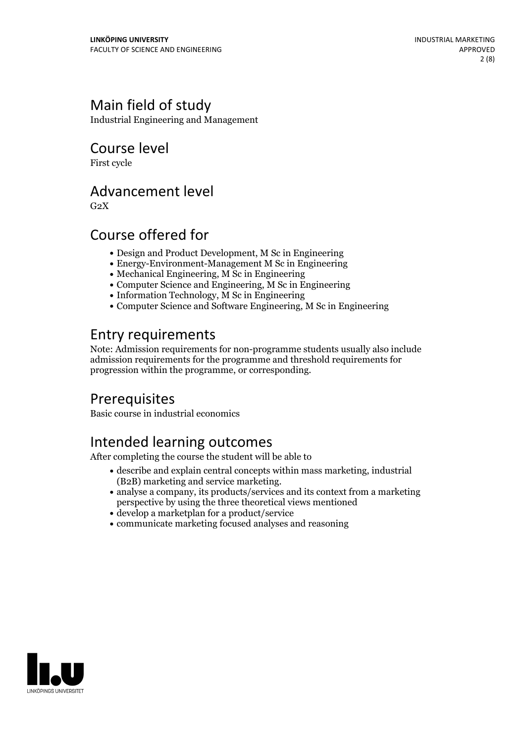## Main field of study

Industrial Engineering and Management

## Course level

First cycle

## Advancement level

G2X

## Course offered for

- Design and Product Development, M Sc in Engineering
- Energy-Environment-Management M Sc in Engineering
- Mechanical Engineering, M Sc in Engineering
- Computer Science and Engineering, M Sc in Engineering
- Information Technology, M Sc in Engineering
- Computer Science and Software Engineering, M Sc in Engineering

## Entry requirements

Note: Admission requirements for non-programme students usually also include admission requirements for the programme and threshold requirements for progression within the programme, or corresponding.

## Prerequisites

Basic course in industrial economics

## Intended learning outcomes

After completing the course the student will be able to

- describe and explain central concepts within mass marketing, industrial (B2B) marketing and service marketing.
- analyse a company, its products/services and its context from a marketing perspective by using the three theoretical views mentioned
- develop a marketplan for a product/service
- communicate marketing focused analyses and reasoning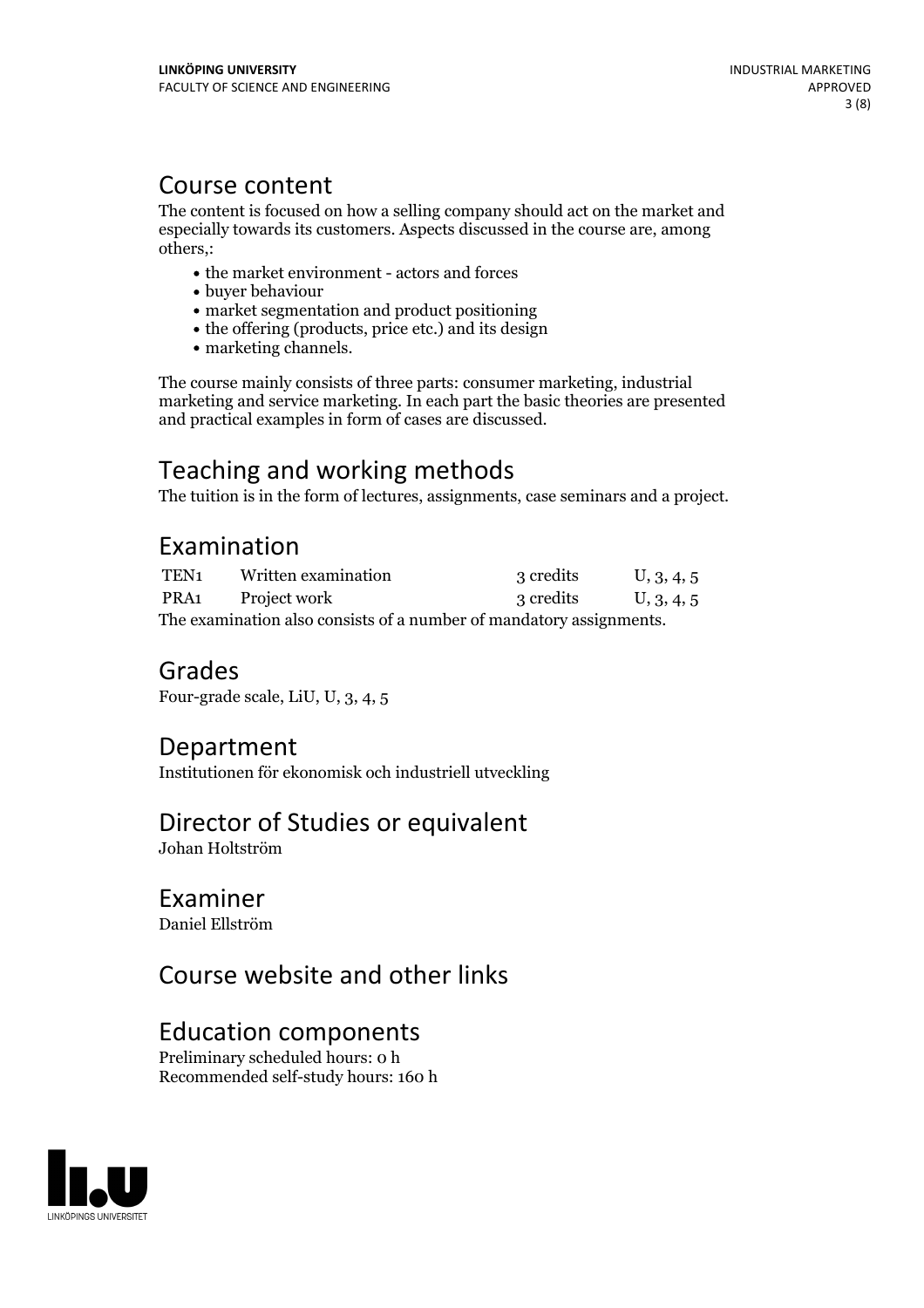## Course content

The content is focused on how a selling company should act on the market and especially towards its customers. Aspects discussed in the course are, among others,:

- the market environment - actors and forces
- buyer behaviour
- market segmentation and product positioning
- the offering (products, price etc.) and its design
- marketing channels.

The course mainly consists of three parts: consumer marketing, industrial marketing and service marketing. In each part the basic theories are presented and practical examples in form of cases are discussed.

## Teaching and working methods

The tuition is in the form of lectures, assignments, case seminars and a project.

## Examination

| | | | |
|---|---|---|---|
| TEN1 | Written examination | 3 credits | U, 3, 4, 5 |
| PRA1 | Project work | 3 credits | U, 3, 4, 5 |

The examination also consists of a number of mandatory assignments.

## Grades

Four-grade scale, LiU, U, 3, 4, 5

## Department

Institutionen för ekonomisk och industriell utveckling

## Director of Studies or equivalent

Johan Holtström

## Examiner

Daniel Ellström

## Course website and other links

## Education components

Preliminary scheduled hours: 0 h
Recommended self-study hours: 160 h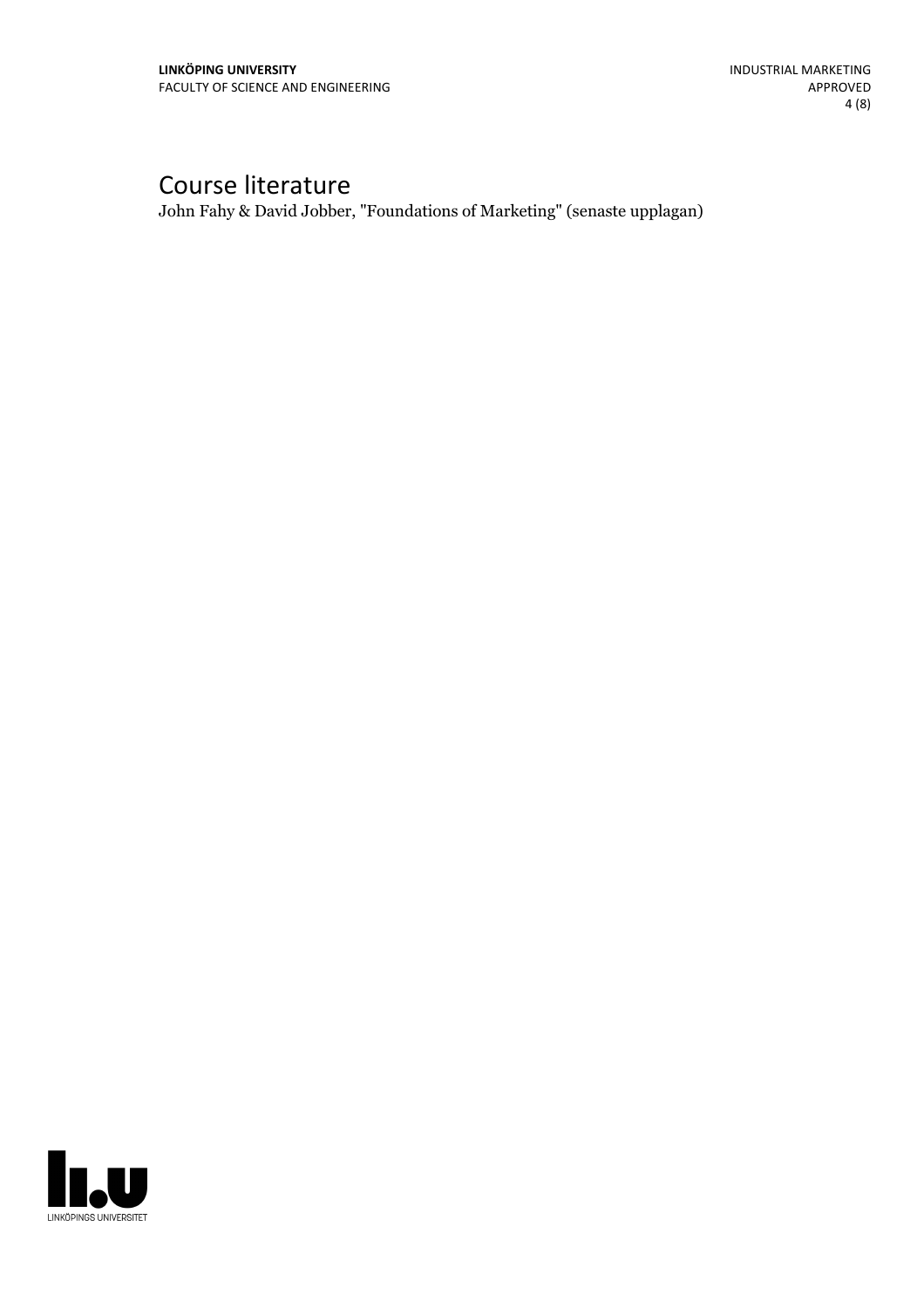# Course literature

John Fahy & David Jobber, "Foundations of Marketing" (senaste upplagan)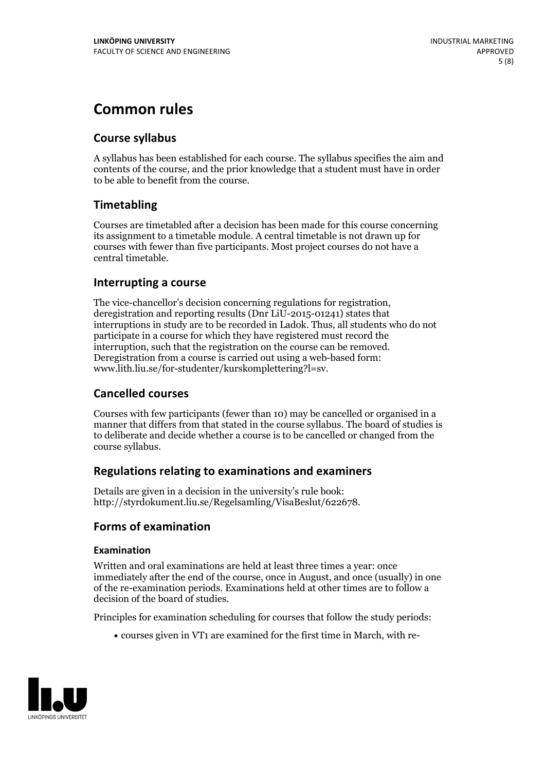# Common rules

## Course syllabus

A syllabus has been established for each course. The syllabus specifies the aim and contents of the course, and the prior knowledge that a student must have in order to be able to benefit from the course.

## Timetabling

Courses are timetabled after a decision has been made for this course concerning its assignment to a timetable module. A central timetable is not drawn up for courses with fewer than five participants. Most project courses do not have a central timetable.

## Interrupting a course

The vice-chancellor's decision concerning regulations for registration, deregistration and reporting results (Dnr LiU-2015-01241) states that interruptions in study are to be recorded in Ladok. Thus, all students who do not participate in a course for which they have registered must record the interruption, such that the registration on the course can be removed. Deregistration from a course is carried out using a web-based form: www.lith.liu.se/for-studenter/kurskomplettering?l=sv.

## Cancelled courses

Courses with few participants (fewer than 10) may be cancelled or organised in a manner that differs from that stated in the course syllabus. The board of studies is to deliberate and decide whether a course is to be cancelled or changed from the course syllabus.

## Regulations relating to examinations and examiners

Details are given in a decision in the university's rule book: http://styrdokument.liu.se/Regelsamling/VisaBeslut/622678.

## Forms of examination

### Examination

Written and oral examinations are held at least three times a year: once immediately after the end of the course, once in August, and once (usually) in one of the re-examination periods. Examinations held at other times are to follow a decision of the board of studies.

Principles for examination scheduling for courses that follow the study periods:

- courses given in VT1 are examined for the first time in March, with re-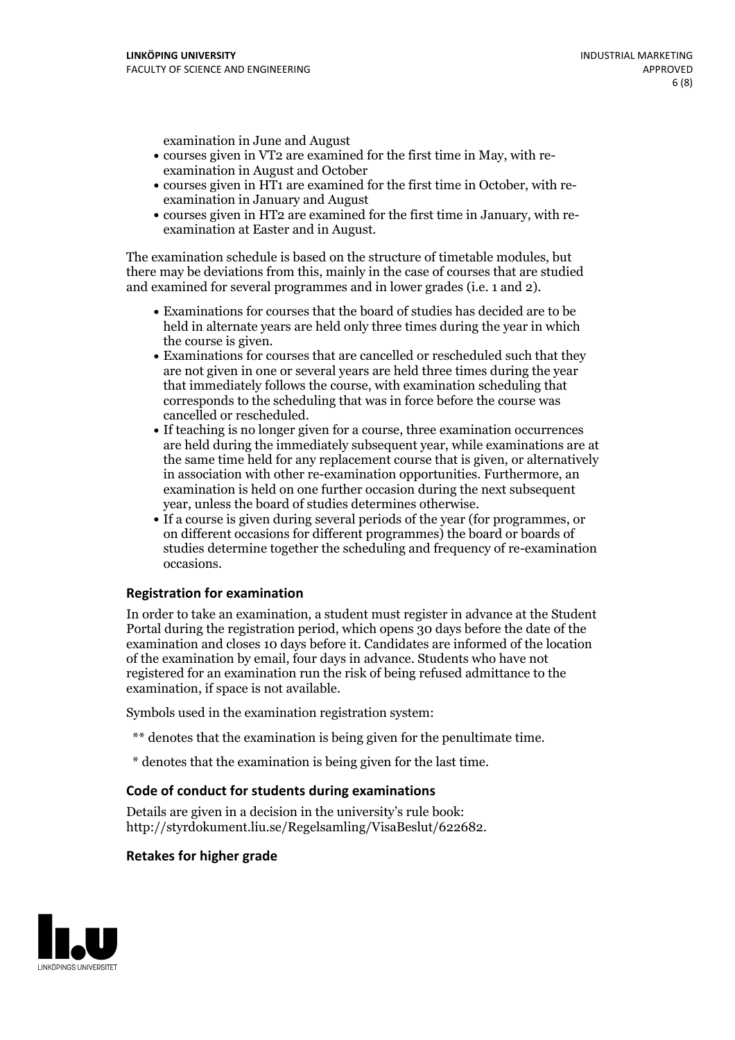examination in June and August

- courses given in VT2 are examined for the first time in May, with re-examination in August and October
- courses given in HT1 are examined for the first time in October, with re-examination in January and August
- courses given in HT2 are examined for the first time in January, with re-examination at Easter and in August.

The examination schedule is based on the structure of timetable modules, but there may be deviations from this, mainly in the case of courses that are studied and examined for several programmes and in lower grades (i.e. 1 and 2).

- Examinations for courses that the board of studies has decided are to be held in alternate years are held only three times during the year in which the course is given.
- Examinations for courses that are cancelled or rescheduled such that they are not given in one or several years are held three times during the year that immediately follows the course, with examination scheduling that corresponds to the scheduling that was in force before the course was cancelled or rescheduled.
- If teaching is no longer given for a course, three examination occurrences are held during the immediately subsequent year, while examinations are at the same time held for any replacement course that is given, or alternatively in association with other re-examination opportunities. Furthermore, an examination is held on one further occasion during the next subsequent year, unless the board of studies determines otherwise.
- If a course is given during several periods of the year (for programmes, or on different occasions for different programmes) the board or boards of studies determine together the scheduling and frequency of re-examination occasions.

### Registration for examination

In order to take an examination, a student must register in advance at the Student Portal during the registration period, which opens 30 days before the date of the examination and closes 10 days before it. Candidates are informed of the location of the examination by email, four days in advance. Students who have not registered for an examination run the risk of being refused admittance to the examination, if space is not available.

Symbols used in the examination registration system:

** denotes that the examination is being given for the penultimate time.

* denotes that the examination is being given for the last time.

### Code of conduct for students during examinations

Details are given in a decision in the university's rule book: http://styrdokument.liu.se/Regelsamling/VisaBeslut/622682.

### Retakes for higher grade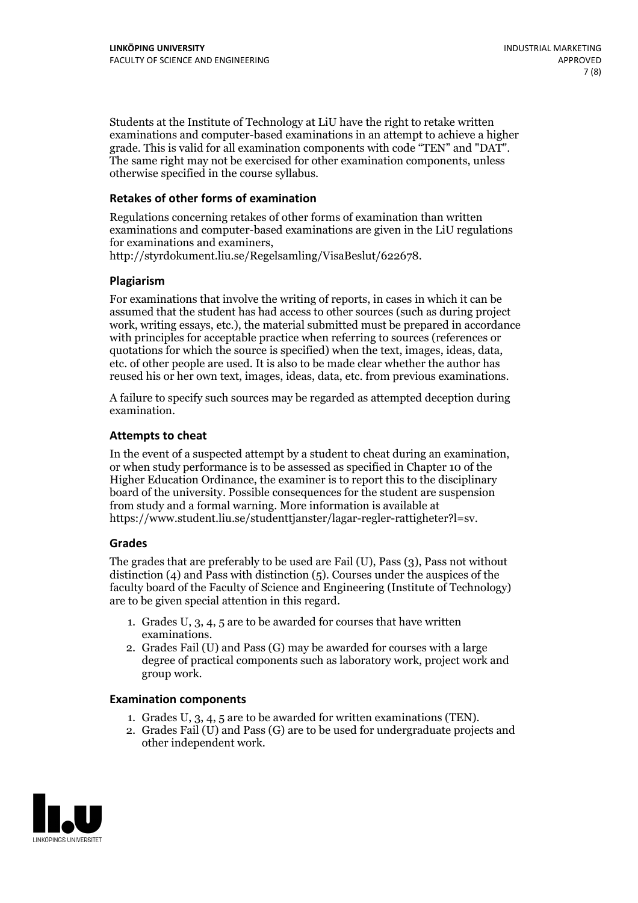Students at the Institute of Technology at LiU have the right to retake written examinations and computer-based examinations in an attempt to achieve a higher grade. This is valid for all examination components with code "TEN" and "DAT". The same right may not be exercised for other examination components, unless otherwise specified in the course syllabus.

### Retakes of other forms of examination

Regulations concerning retakes of other forms of examination than written examinations and computer-based examinations are given in the LiU regulations for examinations and examiners, http://styrdokument.liu.se/Regelsamling/VisaBeslut/622678.

### Plagiarism

For examinations that involve the writing of reports, in cases in which it can be assumed that the student has had access to other sources (such as during project work, writing essays, etc.), the material submitted must be prepared in accordance with principles for acceptable practice when referring to sources (references or quotations for which the source is specified) when the text, images, ideas, data, etc. of other people are used. It is also to be made clear whether the author has reused his or her own text, images, ideas, data, etc. from previous examinations.

A failure to specify such sources may be regarded as attempted deception during examination.

### Attempts to cheat

In the event of a suspected attempt by a student to cheat during an examination, or when study performance is to be assessed as specified in Chapter 10 of the Higher Education Ordinance, the examiner is to report this to the disciplinary board of the university. Possible consequences for the student are suspension from study and a formal warning. More information is available at https://www.student.liu.se/studenttjanster/lagar-regler-rattigheter?l=sv.

### Grades

The grades that are preferably to be used are Fail (U), Pass (3), Pass not without distinction (4) and Pass with distinction (5). Courses under the auspices of the faculty board of the Faculty of Science and Engineering (Institute of Technology) are to be given special attention in this regard.

1. Grades U, 3, 4, 5 are to be awarded for courses that have written examinations.
2. Grades Fail (U) and Pass (G) may be awarded for courses with a large degree of practical components such as laboratory work, project work and group work.

### Examination components

1. Grades U, 3, 4, 5 are to be awarded for written examinations (TEN).
2. Grades Fail (U) and Pass (G) are to be used for undergraduate projects and other independent work.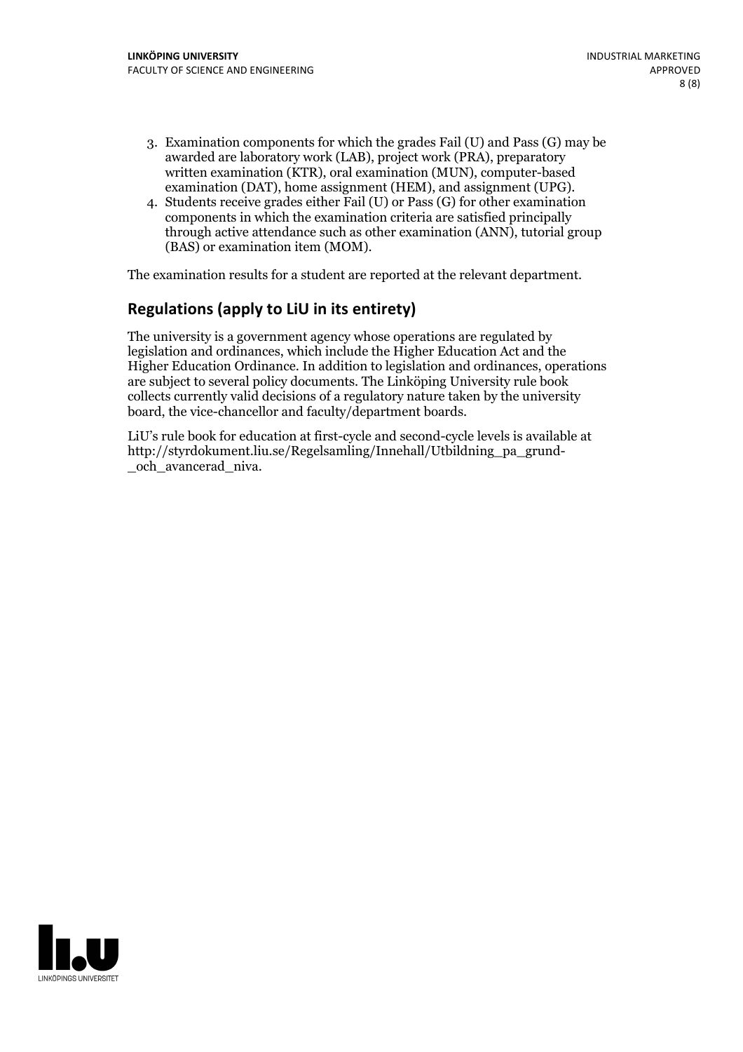3. Examination components for which the grades Fail (U) and Pass (G) may be awarded are laboratory work (LAB), project work (PRA), preparatory written examination (KTR), oral examination (MUN), computer-based examination (DAT), home assignment (HEM), and assignment (UPG).
4. Students receive grades either Fail (U) or Pass (G) for other examination components in which the examination criteria are satisfied principally through active attendance such as other examination (ANN), tutorial group (BAS) or examination item (MOM).

The examination results for a student are reported at the relevant department.

## Regulations (apply to LiU in its entirety)

The university is a government agency whose operations are regulated by legislation and ordinances, which include the Higher Education Act and the Higher Education Ordinance. In addition to legislation and ordinances, operations are subject to several policy documents. The Linköping University rule book collects currently valid decisions of a regulatory nature taken by the university board, the vice-chancellor and faculty/department boards.

LiU's rule book for education at first-cycle and second-cycle levels is available at http://styrdokument.liu.se/Regelsamling/Innehall/Utbildning_pa_grund-_och_avancerad_niva.